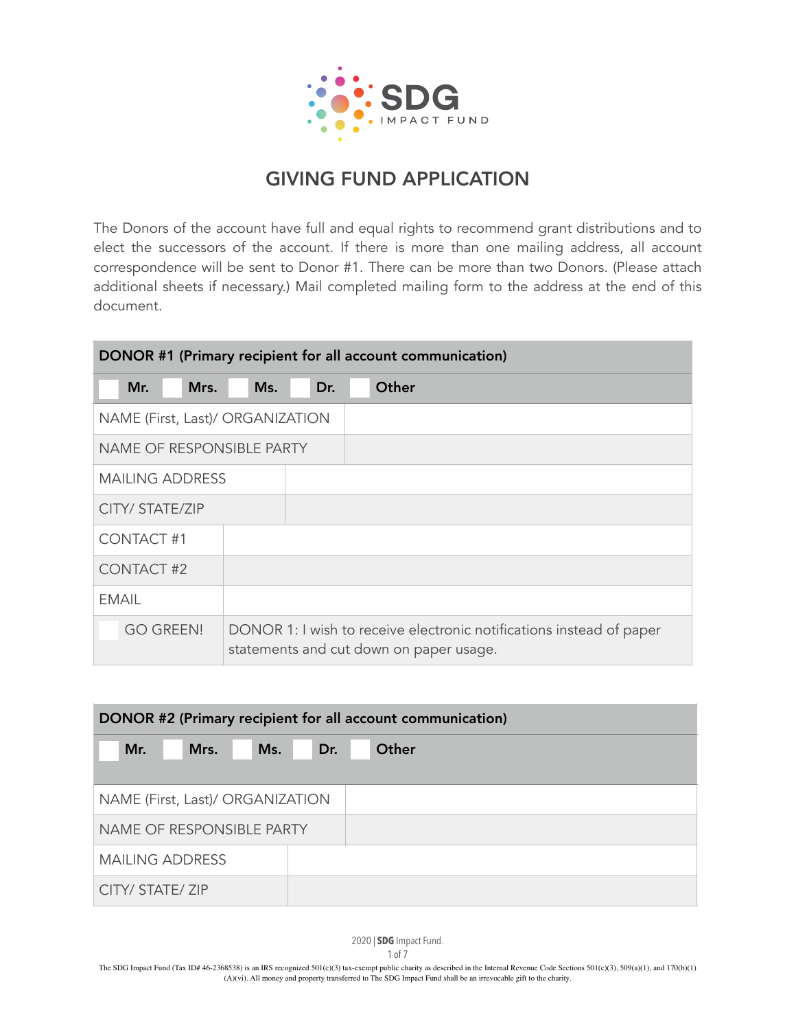SDG IMPACT FUND

# GIVING FUND APPLICATION

The Donors of the account have full and equal rights to recommend grant distributions and to elect the successors of the account. If there is more than one mailing address, all account correspondence will be sent to Donor #1. There can be more than two Donors. (Please attach additional sheets if necessary.) Mail completed mailing form to the address at the end of this document.

| DONOR #1 (Primary recipient for all account communication) | |
|---|---|
| ☐ Mr. ☐ Mrs. ☐ Ms. ☐ Dr. ☐ Other | |
| NAME (First, Last)/ ORGANIZATION | |
| NAME OF RESPONSIBLE PARTY | |
| MAILING ADDRESS | |
| CITY/ STATE/ZIP | |
| CONTACT #1 | |
| CONTACT #2 | |
| EMAIL | |
| ☐ GO GREEN! | DONOR 1: I wish to receive electronic notifications instead of paper statements and cut down on paper usage. |

| DONOR #2 (Primary recipient for all account communication) | |
|---|---|
| ☐ Mr. ☐ Mrs. ☐ Ms. ☐ Dr. ☐ Other | |
| NAME (First, Last)/ ORGANIZATION | |
| NAME OF RESPONSIBLE PARTY | |
| MAILING ADDRESS | |
| CITY/ STATE/ ZIP | |

2020 | SDG Impact Fund.

The SDG Impact Fund (Tax ID# 46-2368538) is an IRS recognized 501(c)(3) tax-exempt public charity as described in the Internal Revenue Code Sections 501(c)(3), 509(a)(1), and 170(b)(1)(A)(vi). All money and property transferred to The SDG Impact Fund shall be an irrevocable gift to the charity.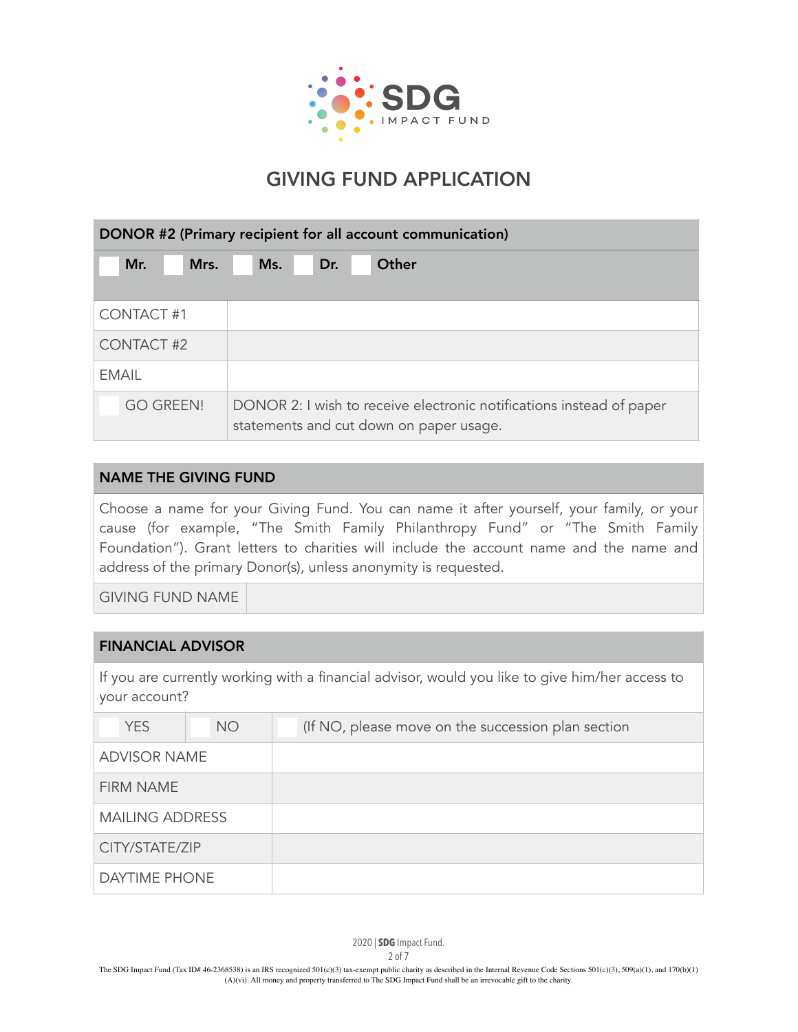# GIVING FUND APPLICATION

| DONOR #2 (Primary recipient for all account communication) | |
|---|---|
| Mr. Mrs. Ms. Dr. Other | |
| CONTACT #1 | |
| CONTACT #2 | |
| EMAIL | |
| GO GREEN! | DONOR 2: I wish to receive electronic notifications instead of paper statements and cut down on paper usage. |

| NAME THE GIVING FUND | |
|---|---|
| Choose a name for your Giving Fund. You can name it after yourself, your family, or your cause (for example, "The Smith Family Philanthropy Fund" or "The Smith Family Foundation"). Grant letters to charities will include the account name and the name and address of the primary Donor(s), unless anonymity is requested. | |
| GIVING FUND NAME | |

| FINANCIAL ADVISOR | | |
|---|---|---|
| If you are currently working with a financial advisor, would you like to give him/her access to your account? | | |
| YES | NO | (If NO, please move on the succession plan section |
| ADVISOR NAME | | |
| FIRM NAME | | |
| MAILING ADDRESS | | |
| CITY/STATE/ZIP | | |
| DAYTIME PHONE | | |

2020 | **SDG** Impact Fund.

The SDG Impact Fund (Tax ID# 46-2368538) is an IRS recognized 501(c)(3) tax-exempt public charity as described in the Internal Revenue Code Sections 501(c)(3), 509(a)(1), and 170(b)(1)(A)(vi). All money and property transferred to The SDG Impact Fund shall be an irrevocable gift to the charity.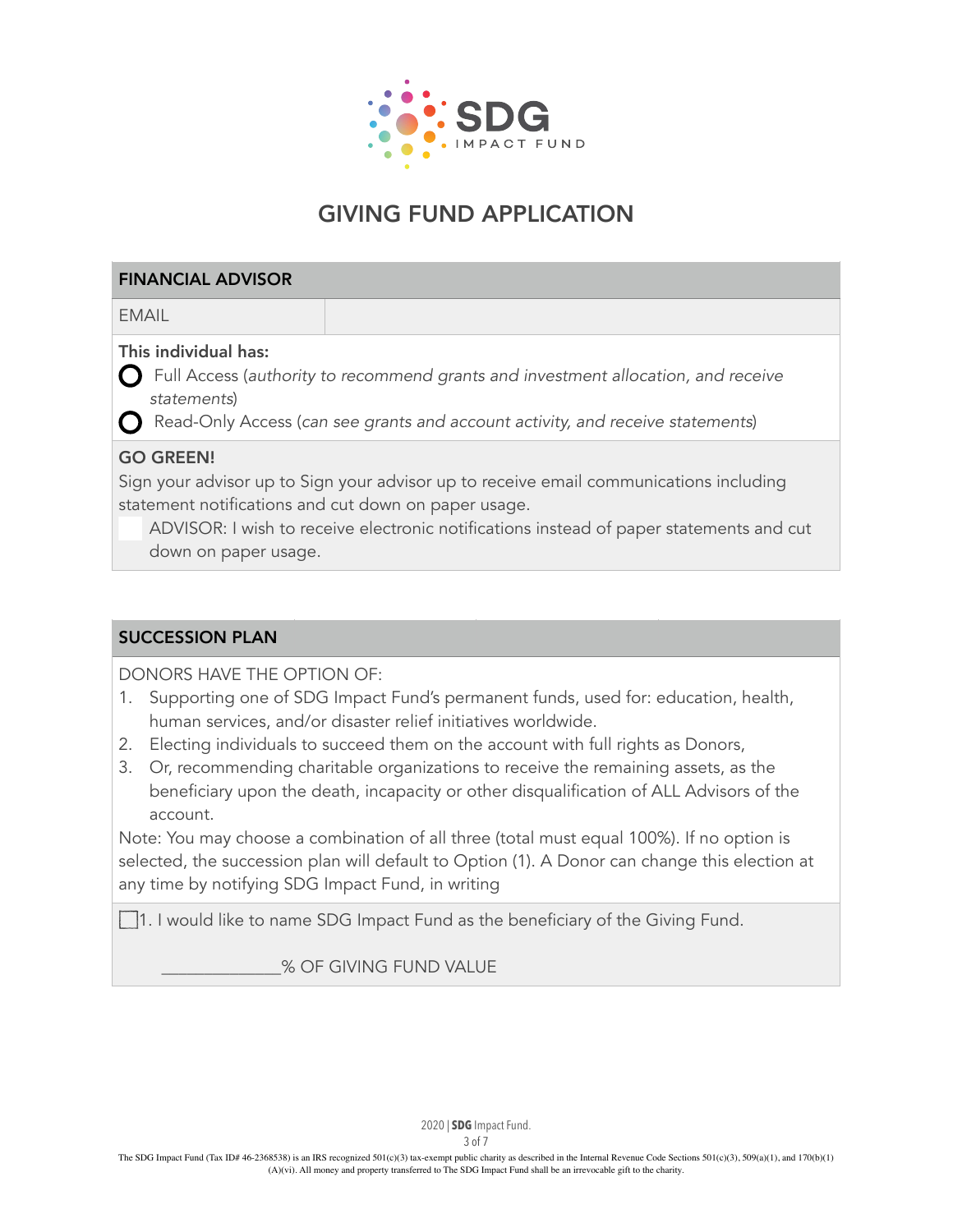SDG IMPACT FUND

# GIVING FUND APPLICATION

## FINANCIAL ADVISOR

| EMAIL | |
|---|---|

**This individual has:**

- ○ Full Access (*authority to recommend grants and investment allocation, and receive statements*)
- ○ Read-Only Access (*can see grants and account activity, and receive statements*)

**GO GREEN!**

Sign your advisor up to Sign your advisor up to receive email communications including statement notifications and cut down on paper usage.

☐ ADVISOR: I wish to receive electronic notifications instead of paper statements and cut down on paper usage.

## SUCCESSION PLAN

DONORS HAVE THE OPTION OF:

1. Supporting one of SDG Impact Fund's permanent funds, used for: education, health, human services, and/or disaster relief initiatives worldwide.
2. Electing individuals to succeed them on the account with full rights as Donors,
3. Or, recommending charitable organizations to receive the remaining assets, as the beneficiary upon the death, incapacity or other disqualification of ALL Advisors of the account.

Note: You may choose a combination of all three (total must equal 100%). If no option is selected, the succession plan will default to Option (1). A Donor can change this election at any time by notifying SDG Impact Fund, in writing

☐ 1. I would like to name SDG Impact Fund as the beneficiary of the Giving Fund.

_____________% OF GIVING FUND VALUE

The SDG Impact Fund (Tax ID# 46-2368538) is an IRS recognized 501(c)(3) tax-exempt public charity as described in the Internal Revenue Code Sections 501(c)(3), 509(a)(1), and 170(b)(1)(A)(vi). All money and property transferred to The SDG Impact Fund shall be an irrevocable gift to the charity.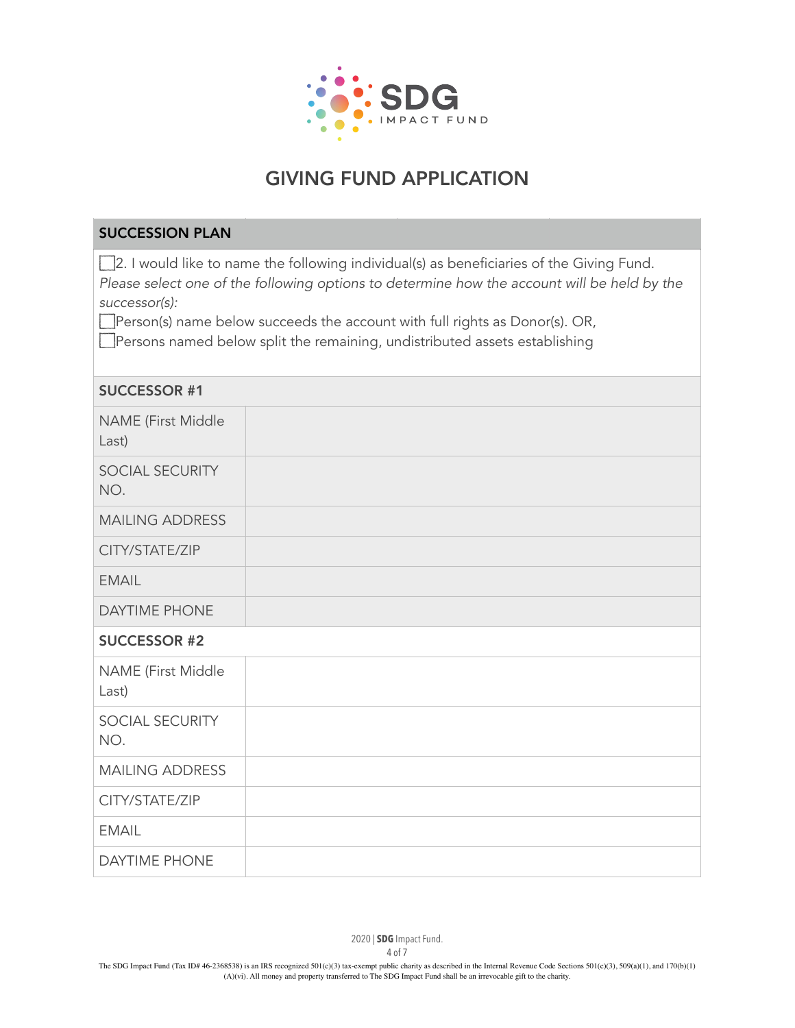# GIVING FUND APPLICATION

| SUCCESSION PLAN | |
|---|---|
| ☐2. I would like to name the following individual(s) as beneficiaries of the Giving Fund. *Please select one of the following options to determine how the account will be held by the successor(s):* ☐Person(s) name below succeeds the account with full rights as Donor(s). OR, ☐Persons named below split the remaining, undistributed assets establishing | |
| **SUCCESSOR #1** | |
| NAME (First Middle Last) | |
| SOCIAL SECURITY NO. | |
| MAILING ADDRESS | |
| CITY/STATE/ZIP | |
| EMAIL | |
| DAYTIME PHONE | |
| **SUCCESSOR #2** | |
| NAME (First Middle Last) | |
| SOCIAL SECURITY NO. | |
| MAILING ADDRESS | |
| CITY/STATE/ZIP | |
| EMAIL | |
| DAYTIME PHONE | |

The SDG Impact Fund (Tax ID# 46-2368538) is an IRS recognized 501(c)(3) tax-exempt public charity as described in the Internal Revenue Code Sections 501(c)(3), 509(a)(1), and 170(b)(1)(A)(vi). All money and property transferred to The SDG Impact Fund shall be an irrevocable gift to the charity.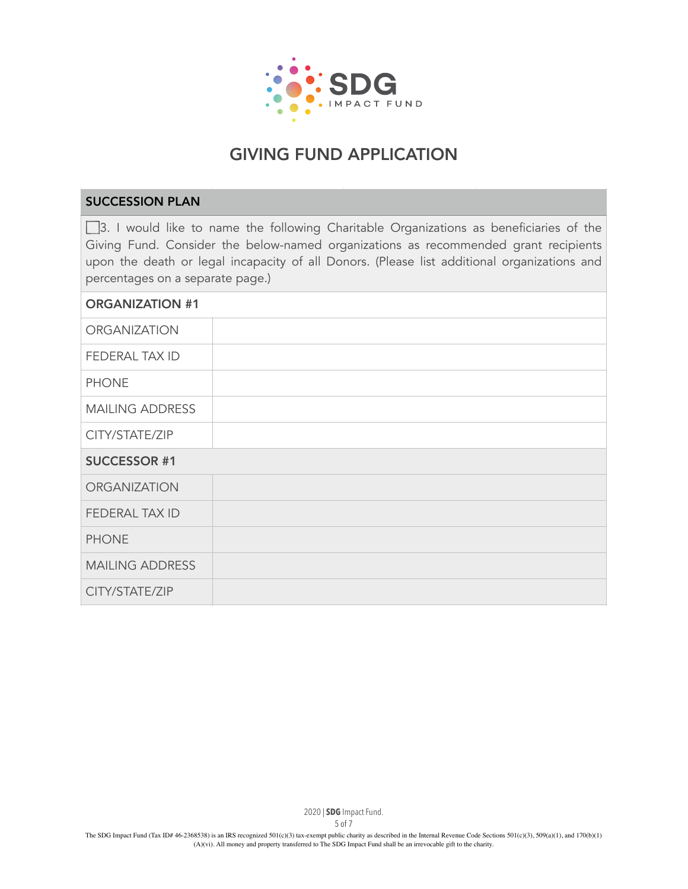# GIVING FUND APPLICATION

| SUCCESSION PLAN | |
|---|---|
| ☐ 3. I would like to name the following Charitable Organizations as beneficiaries of the Giving Fund. Consider the below-named organizations as recommended grant recipients upon the death or legal incapacity of all Donors. (Please list additional organizations and percentages on a separate page.) | |
| **ORGANIZATION #1** | |
| ORGANIZATION | |
| FEDERAL TAX ID | |
| PHONE | |
| MAILING ADDRESS | |
| CITY/STATE/ZIP | |
| **SUCCESSOR #1** | |
| ORGANIZATION | |
| FEDERAL TAX ID | |
| PHONE | |
| MAILING ADDRESS | |
| CITY/STATE/ZIP | |

The SDG Impact Fund (Tax ID# 46-2368538) is an IRS recognized 501(c)(3) tax-exempt public charity as described in the Internal Revenue Code Sections 501(c)(3), 509(a)(1), and 170(b)(1)(A)(vi). All money and property transferred to The SDG Impact Fund shall be an irrevocable gift to the charity.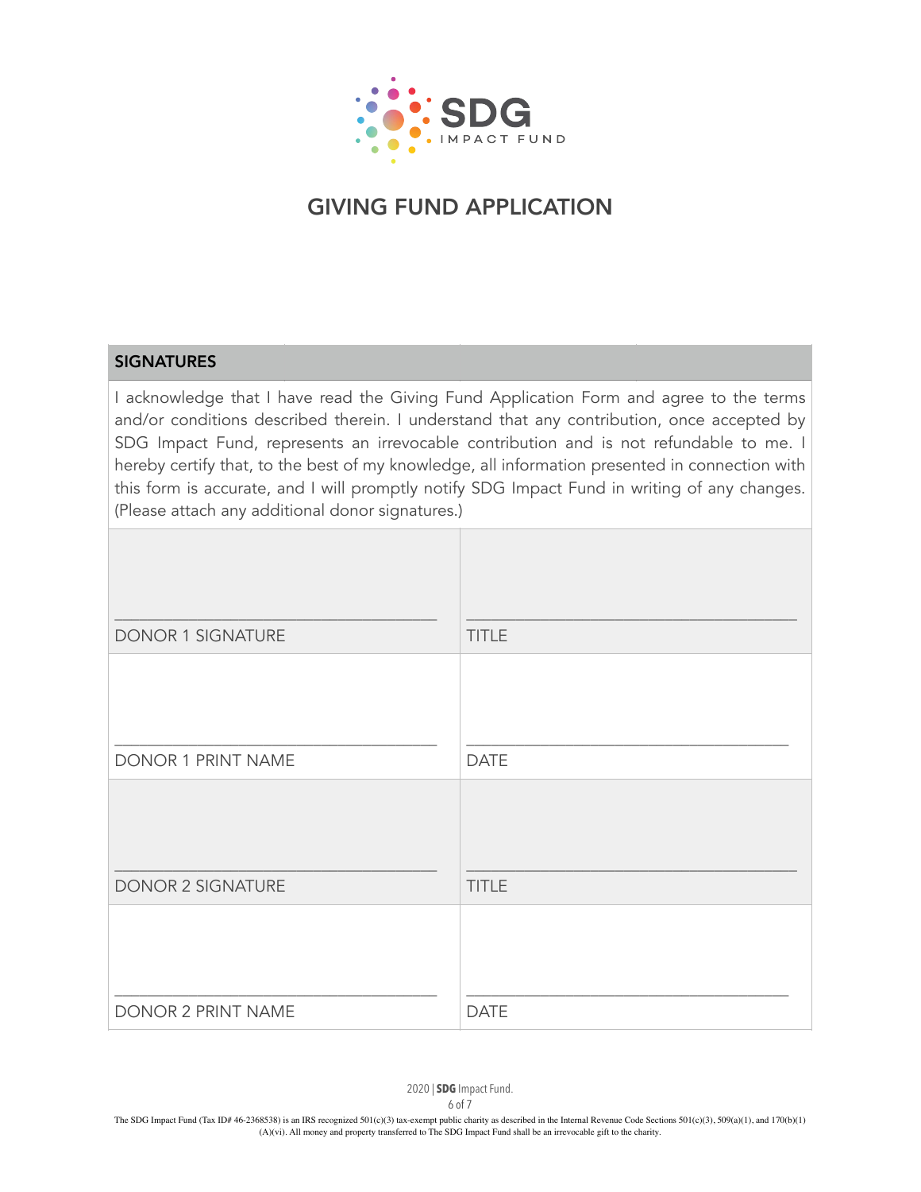# GIVING FUND APPLICATION

## SIGNATURES

I acknowledge that I have read the Giving Fund Application Form and agree to the terms and/or conditions described therein. I understand that any contribution, once accepted by SDG Impact Fund, represents an irrevocable contribution and is not refundable to me. I hereby certify that, to the best of my knowledge, all information presented in connection with this form is accurate, and I will promptly notify SDG Impact Fund in writing of any changes. (Please attach any additional donor signatures.)

| | |
|---|---|
| ___________________________________<br>DONOR 1 SIGNATURE | ___________________________________<br>TITLE |
| ___________________________________<br>DONOR 1 PRINT NAME | ___________________________________<br>DATE |
| ___________________________________<br>DONOR 2 SIGNATURE | ___________________________________<br>TITLE |
| ___________________________________<br>DONOR 2 PRINT NAME | ___________________________________<br>DATE |

The SDG Impact Fund (Tax ID# 46-2368538) is an IRS recognized 501(c)(3) tax-exempt public charity as described in the Internal Revenue Code Sections 501(c)(3), 509(a)(1), and 170(b)(1)(A)(vi). All money and property transferred to The SDG Impact Fund shall be an irrevocable gift to the charity.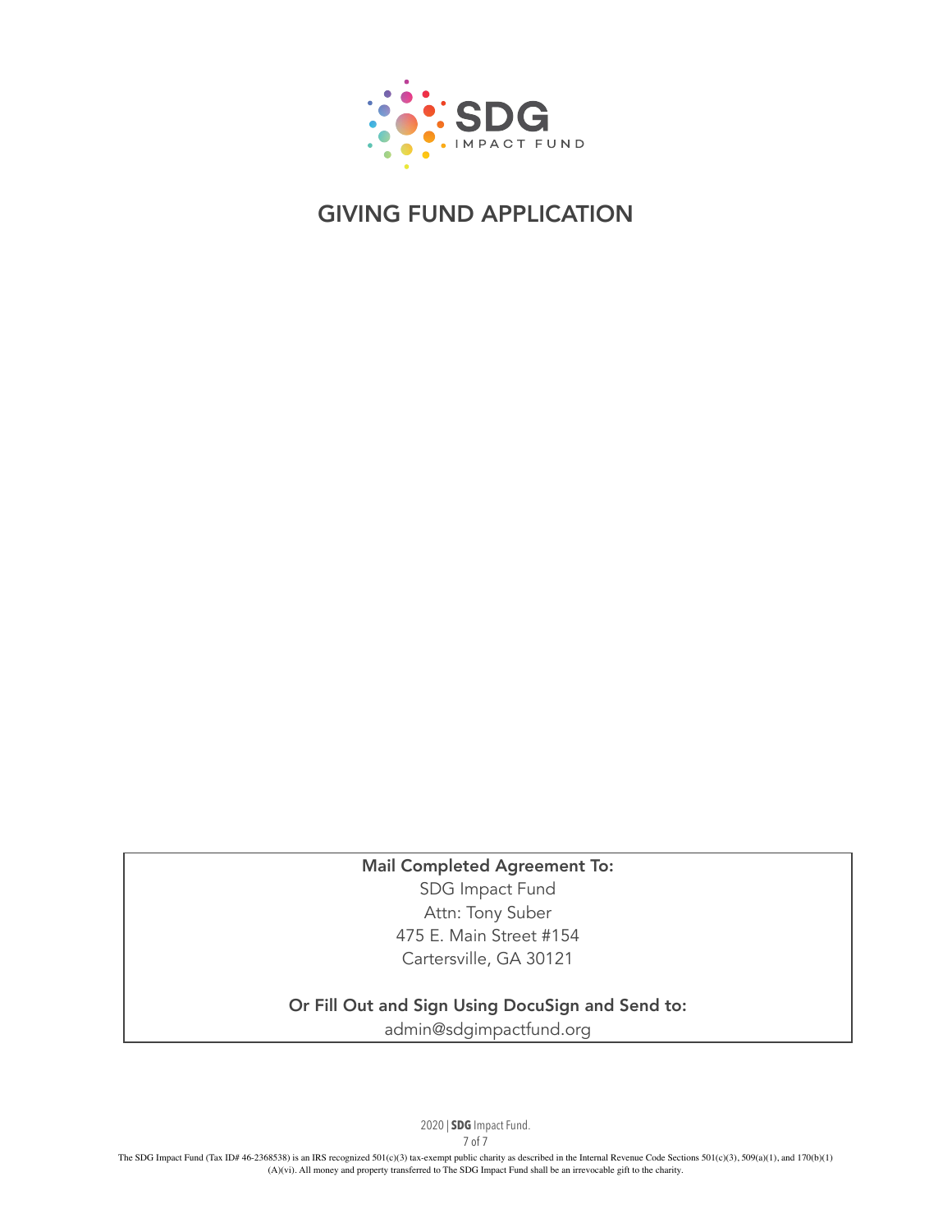SDG
IMPACT FUND

# GIVING FUND APPLICATION

**Mail Completed Agreement To:**
SDG Impact Fund
Attn: Tony Suber
475 E. Main Street #154
Cartersville, GA 30121

**Or Fill Out and Sign Using DocuSign and Send to:**
admin@sdgimpactfund.org

2020 | **SDG** Impact Fund.

The SDG Impact Fund (Tax ID# 46-2368538) is an IRS recognized 501(c)(3) tax-exempt public charity as described in the Internal Revenue Code Sections 501(c)(3), 509(a)(1), and 170(b)(1)(A)(vi). All money and property transferred to The SDG Impact Fund shall be an irrevocable gift to the charity.